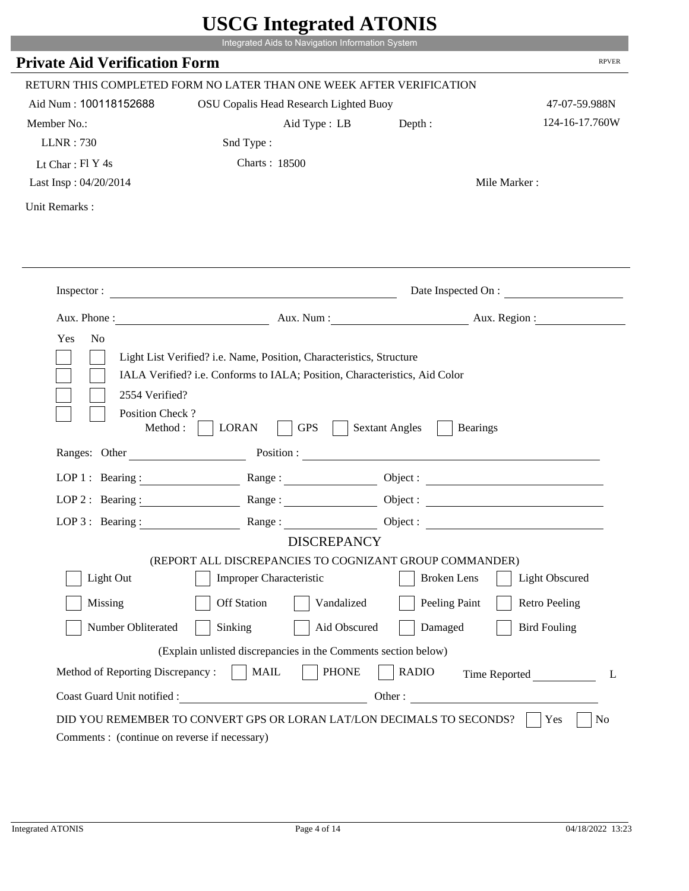# USCG Integrated ATONIS

Integrated Aids to Navigation Information System

## Private Aid Verification Form

RPVER

RETURN THIS COMPLETED FORM NO LATER THAN ONE WEEK AFTER VERIFICATION

Aid Num : 100118152688 OSU Copalis Head Research Lighted Buoy 47-07-59.988N

Member No.: Aid Type : LB Depth : 124-16-17.760W

LLNR : 730 Snd Type :

Lt Char : Fl Y 4s Charts : 18500

Last Insp : 04/20/2014 Mile Marker :

Unit Remarks :

Inspector : Date Inspected On :

Aux. Phone : Aux. Num : Aux. Region :

Yes No

- [ ] [ ] Light List Verified? i.e. Name, Position, Characteristics, Structure
- [ ] [ ] IALA Verified? i.e. Conforms to IALA; Position, Characteristics, Aid Color
- [ ] [ ] 2554 Verified?
- [ ] [ ] Position Check ?

Method : [ ] LORAN [ ] GPS [ ] Sextant Angles [ ] Bearings

Ranges: Other Position :

LOP 1 : Bearing : Range : Object :

LOP 2 : Bearing : Range : Object :

LOP 3 : Bearing : Range : Object :

DISCREPANCY

(REPORT ALL DISCREPANCIES TO COGNIZANT GROUP COMMANDER)

- [ ] Light Out
- [ ] Improper Characteristic
- [ ] Broken Lens
- [ ] Light Obscured
- [ ] Missing
- [ ] Off Station
- [ ] Vandalized
- [ ] Peeling Paint
- [ ] Retro Peeling
- [ ] Number Obliterated
- [ ] Sinking
- [ ] Aid Obscured
- [ ] Damaged
- [ ] Bird Fouling

(Explain unlisted discrepancies in the Comments section below)

Method of Reporting Discrepancy : [ ] MAIL [ ] PHONE [ ] RADIO Time Reported L

Coast Guard Unit notified : Other :

DID YOU REMEMBER TO CONVERT GPS OR LORAN LAT/LON DECIMALS TO SECONDS? [ ] Yes [ ] No

Comments : (continue on reverse if necessary)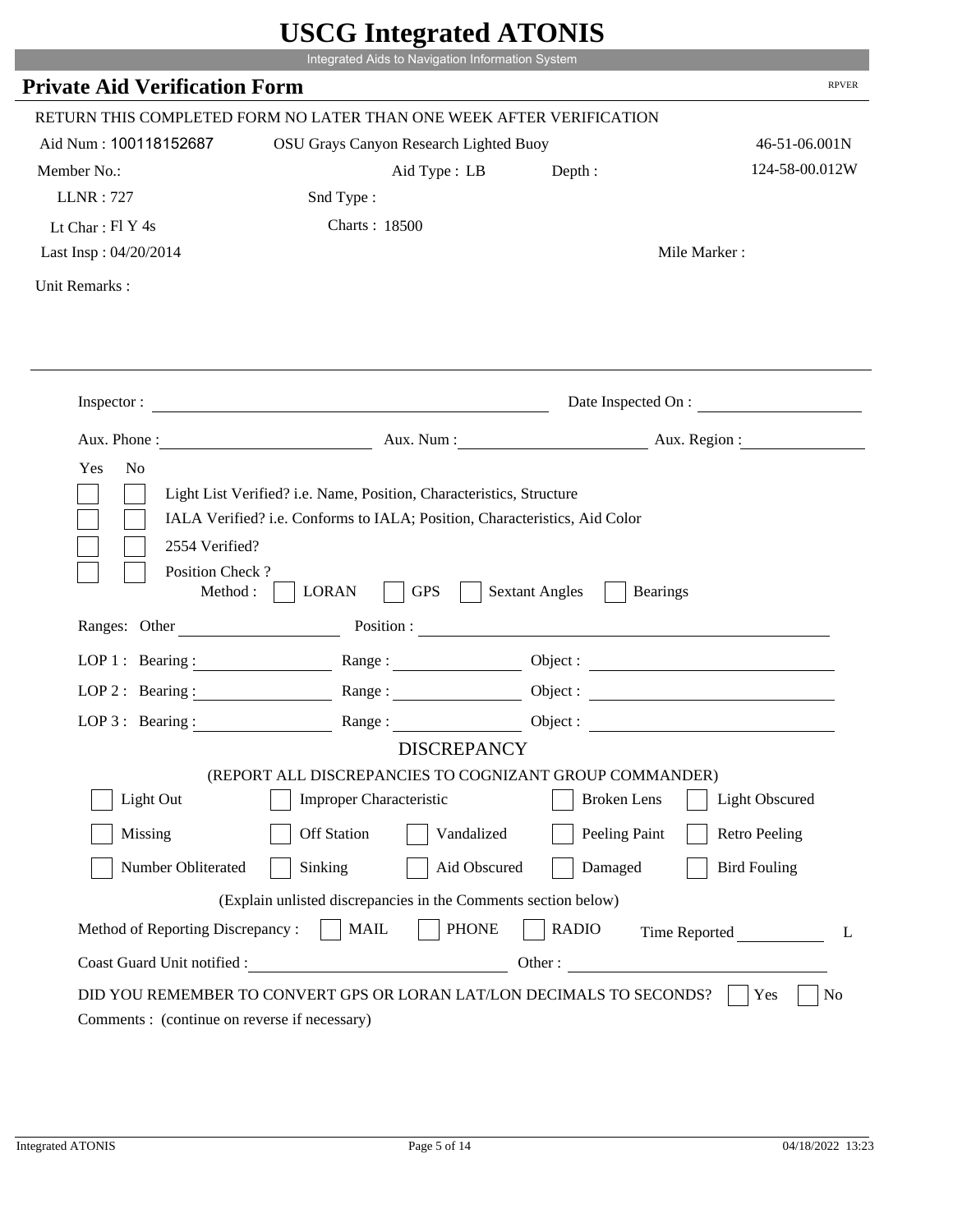# USCG Integrated ATONIS

Integrated Aids to Navigation Information System

## Private Aid Verification Form

RPVER

RETURN THIS COMPLETED FORM NO LATER THAN ONE WEEK AFTER VERIFICATION

Aid Num : 100118152687 OSU Grays Canyon Research Lighted Buoy 46-51-06.001N

Member No.: Aid Type : LB Depth : 124-58-00.012W

LLNR : 727 Snd Type :

Lt Char : Fl Y 4s Charts : 18500

Last Insp : 04/20/2014 Mile Marker :

Unit Remarks :

Inspector : Date Inspected On :

Aux. Phone : Aux. Num : Aux. Region :

Yes No

- [ ] [ ] Light List Verified? i.e. Name, Position, Characteristics, Structure
- [ ] [ ] IALA Verified? i.e. Conforms to IALA; Position, Characteristics, Aid Color
- [ ] [ ] 2554 Verified?
- [ ] [ ] Position Check ?

Method : [ ] LORAN [ ] GPS [ ] Sextant Angles [ ] Bearings

Ranges: Other Position :

LOP 1 : Bearing : Range : Object :

LOP 2 : Bearing : Range : Object :

LOP 3 : Bearing : Range : Object :

DISCREPANCY

(REPORT ALL DISCREPANCIES TO COGNIZANT GROUP COMMANDER)

- [ ] Light Out
- [ ] Improper Characteristic
- [ ] Broken Lens
- [ ] Light Obscured
- [ ] Missing
- [ ] Off Station
- [ ] Vandalized
- [ ] Peeling Paint
- [ ] Retro Peeling
- [ ] Number Obliterated
- [ ] Sinking
- [ ] Aid Obscured
- [ ] Damaged
- [ ] Bird Fouling

(Explain unlisted discrepancies in the Comments section below)

Method of Reporting Discrepancy : [ ] MAIL [ ] PHONE [ ] RADIO Time Reported L

Coast Guard Unit notified : Other :

DID YOU REMEMBER TO CONVERT GPS OR LORAN LAT/LON DECIMALS TO SECONDS? [ ] Yes [ ] No

Comments : (continue on reverse if necessary)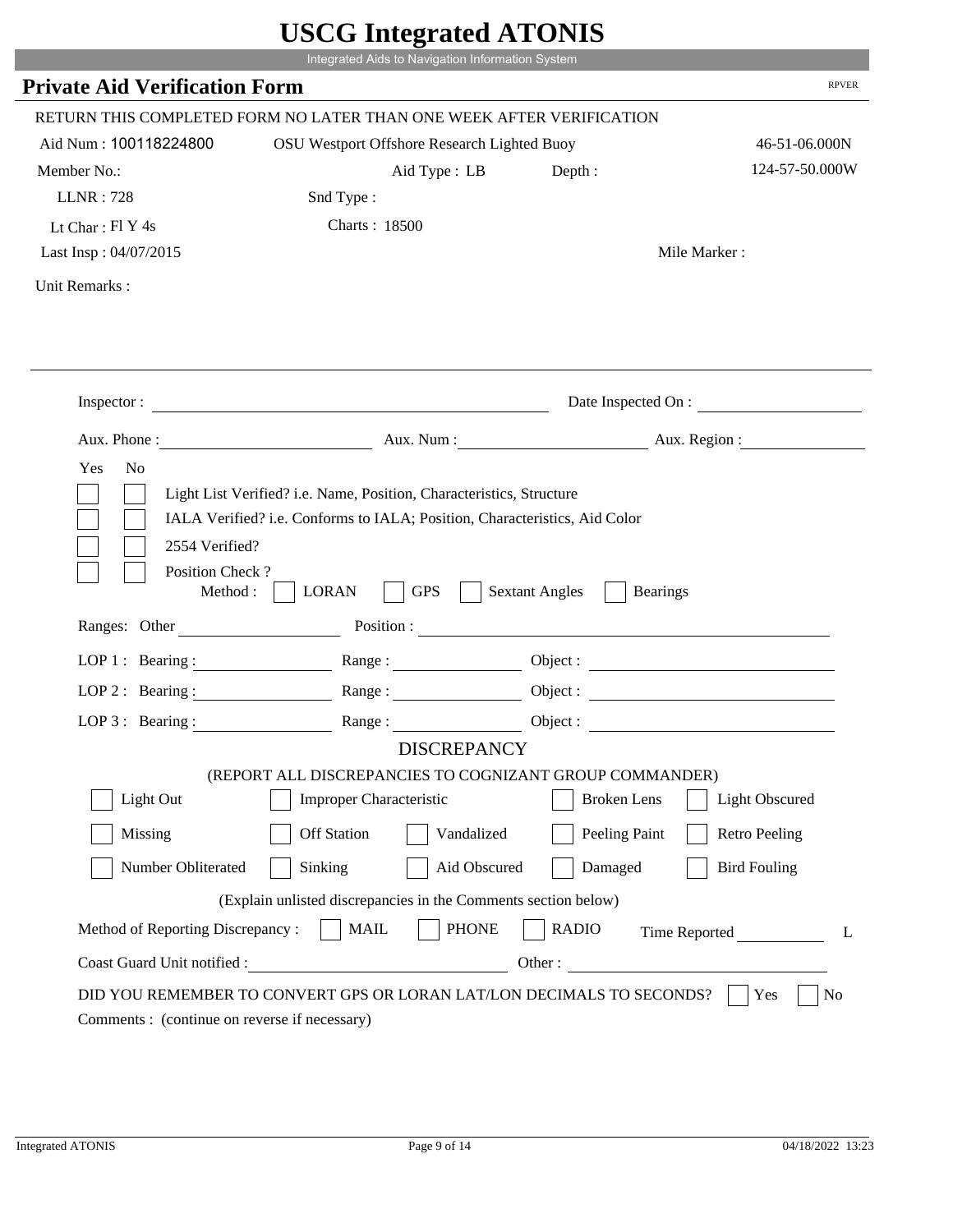# USCG Integrated ATONIS

Integrated Aids to Navigation Information System

## Private Aid Verification Form

RPVER

RETURN THIS COMPLETED FORM NO LATER THAN ONE WEEK AFTER VERIFICATION

Aid Num : 100118224800 &nbsp;&nbsp; OSU Westport Offshore Research Lighted Buoy &nbsp;&nbsp; 46-51-06.000N

Member No.: &nbsp;&nbsp; Aid Type : LB &nbsp;&nbsp; Depth : &nbsp;&nbsp; 124-57-50.000W

LLNR : 728 &nbsp;&nbsp; Snd Type :

Lt Char : Fl Y 4s &nbsp;&nbsp; Charts : 18500

Last Insp : 04/07/2015 &nbsp;&nbsp; Mile Marker :

Unit Remarks :

---

Inspector : ____________________ Date Inspected On : ____________

Aux. Phone : ____________ Aux. Num : ____________ Aux. Region : ____________

Yes No

- [ ] [ ] Light List Verified? i.e. Name, Position, Characteristics, Structure
- [ ] [ ] IALA Verified? i.e. Conforms to IALA; Position, Characteristics, Aid Color
- [ ] [ ] 2554 Verified?
- [ ] [ ] Position Check ?

Method : [ ] LORAN [ ] GPS [ ] Sextant Angles [ ] Bearings

Ranges: Other ____________ Position : ____________

LOP 1 : Bearing : ____________ Range : ____________ Object : ____________

LOP 2 : Bearing : ____________ Range : ____________ Object : ____________

LOP 3 : Bearing : ____________ Range : ____________ Object : ____________

### DISCREPANCY

(REPORT ALL DISCREPANCIES TO COGNIZANT GROUP COMMANDER)

- [ ] Light Out
- [ ] Improper Characteristic
- [ ] Broken Lens
- [ ] Light Obscured
- [ ] Missing
- [ ] Off Station
- [ ] Vandalized
- [ ] Peeling Paint
- [ ] Retro Peeling
- [ ] Number Obliterated
- [ ] Sinking
- [ ] Aid Obscured
- [ ] Damaged
- [ ] Bird Fouling

(Explain unlisted discrepancies in the Comments section below)

Method of Reporting Discrepancy : [ ] MAIL [ ] PHONE [ ] RADIO &nbsp;&nbsp; Time Reported ________ L

Coast Guard Unit notified : ____________ Other : ____________

DID YOU REMEMBER TO CONVERT GPS OR LORAN LAT/LON DECIMALS TO SECONDS? [ ] Yes [ ] No

Comments : (continue on reverse if necessary)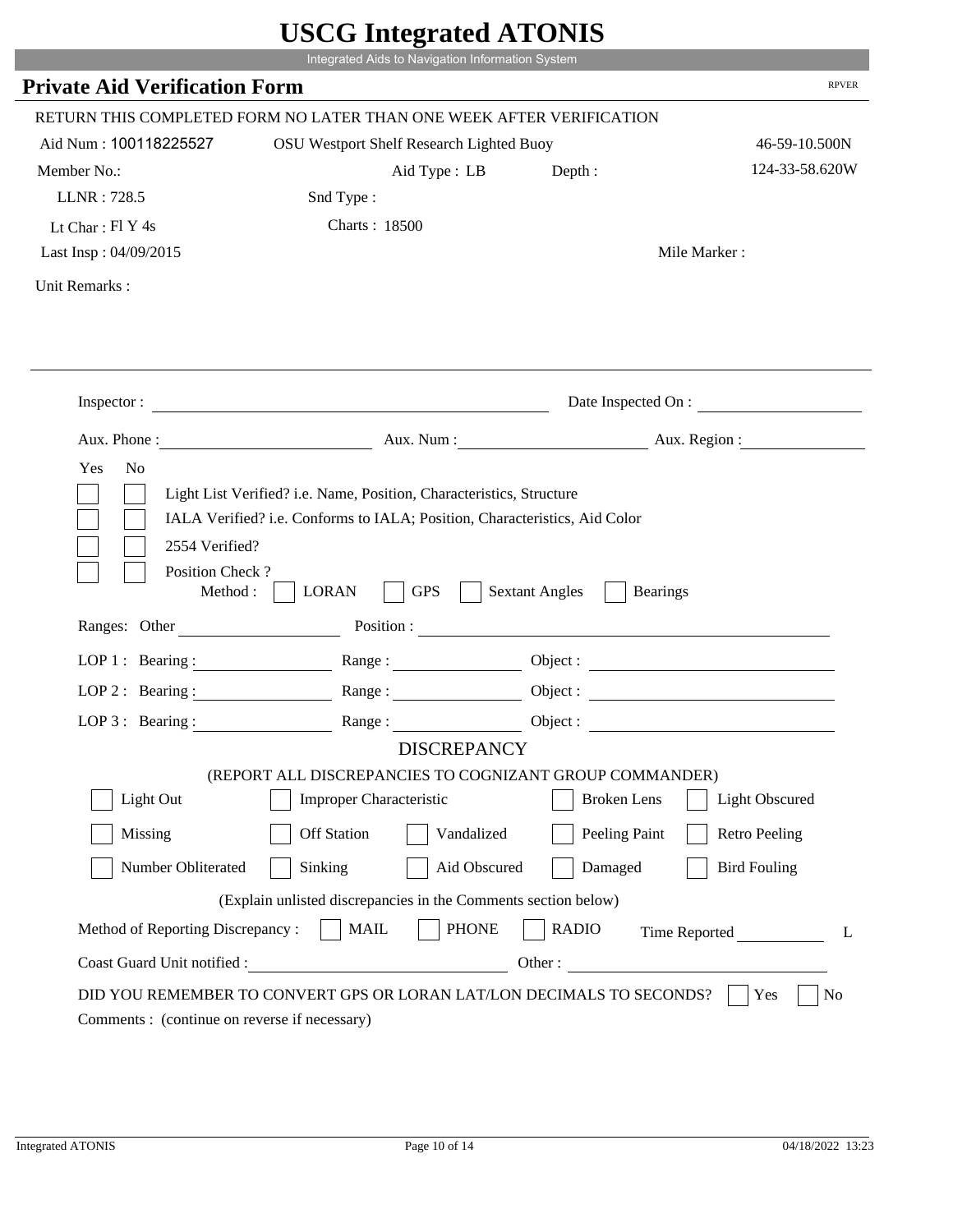# USCG Integrated ATONIS

Integrated Aids to Navigation Information System

## Private Aid Verification Form

RPVER

RETURN THIS COMPLETED FORM NO LATER THAN ONE WEEK AFTER VERIFICATION

Aid Num : 100118225527 &nbsp;&nbsp; OSU Westport Shelf Research Lighted Buoy &nbsp;&nbsp; 46-59-10.500N

Member No.: &nbsp;&nbsp; Aid Type : LB &nbsp;&nbsp; Depth : &nbsp;&nbsp; 124-33-58.620W

LLNR : 728.5 &nbsp;&nbsp; Snd Type :

Lt Char : Fl Y 4s &nbsp;&nbsp; Charts : 18500

Last Insp : 04/09/2015 &nbsp;&nbsp; Mile Marker :

Unit Remarks :

Inspector : ______________________ Date Inspected On : ______________

Aux. Phone : ______________ Aux. Num : ______________ Aux. Region : ______________

Yes No

- [ ] [ ] Light List Verified? i.e. Name, Position, Characteristics, Structure
- [ ] [ ] IALA Verified? i.e. Conforms to IALA; Position, Characteristics, Aid Color
- [ ] [ ] 2554 Verified?
- [ ] [ ] Position Check ?

Method : [ ] LORAN [ ] GPS [ ] Sextant Angles [ ] Bearings

Ranges: Other ______________ Position : ______________

LOP 1 : Bearing : ______________ Range : ______________ Object : ______________

LOP 2 : Bearing : ______________ Range : ______________ Object : ______________

LOP 3 : Bearing : ______________ Range : ______________ Object : ______________

### DISCREPANCY

(REPORT ALL DISCREPANCIES TO COGNIZANT GROUP COMMANDER)

| | | | | |
|---|---|---|---|---|
| [ ] Light Out | [ ] Improper Characteristic | | [ ] Broken Lens | [ ] Light Obscured |
| [ ] Missing | [ ] Off Station | [ ] Vandalized | [ ] Peeling Paint | [ ] Retro Peeling |
| [ ] Number Obliterated | [ ] Sinking | [ ] Aid Obscured | [ ] Damaged | [ ] Bird Fouling |

(Explain unlisted discrepancies in the Comments section below)

Method of Reporting Discrepancy : [ ] MAIL [ ] PHONE [ ] RADIO &nbsp;&nbsp; Time Reported ______________ L

Coast Guard Unit notified : ______________ Other : ______________

DID YOU REMEMBER TO CONVERT GPS OR LORAN LAT/LON DECIMALS TO SECONDS? [ ] Yes [ ] No

Comments : (continue on reverse if necessary)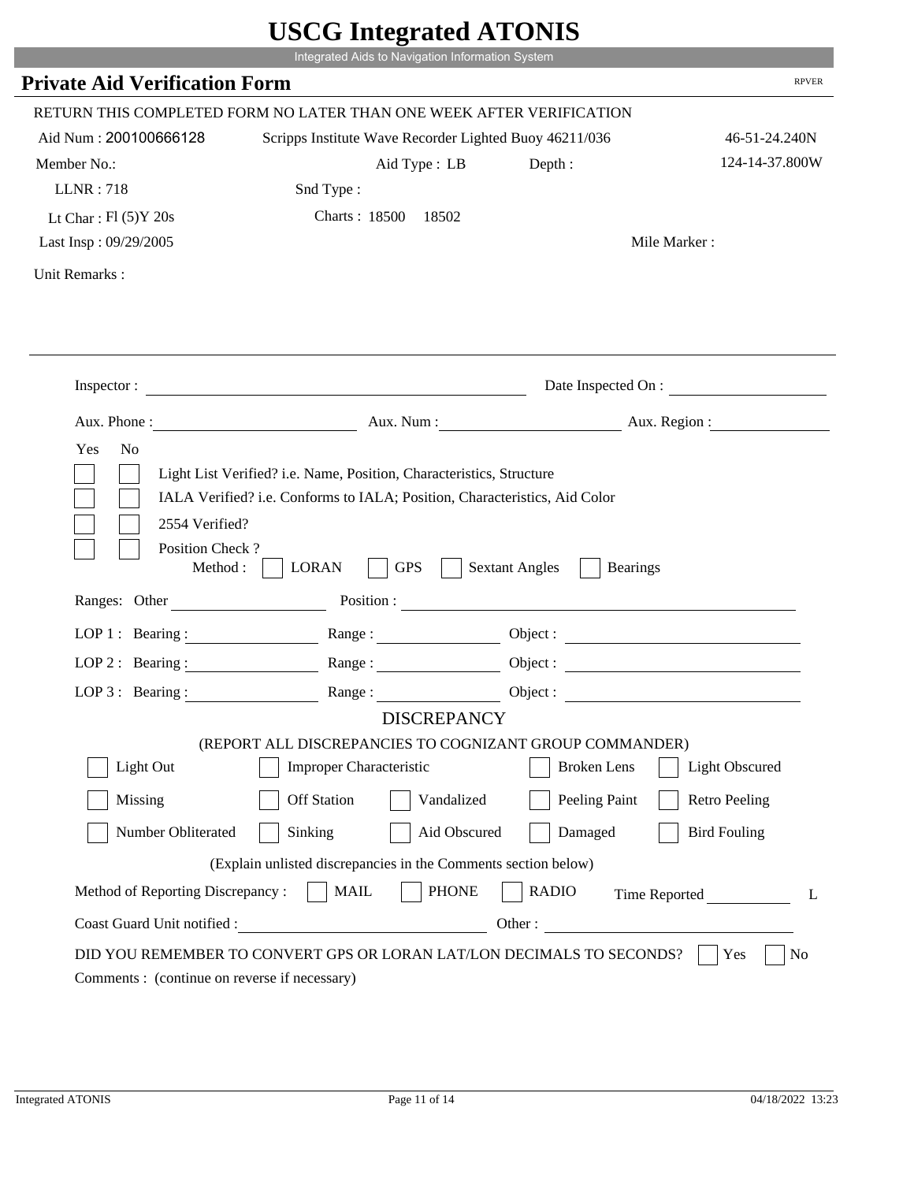# USCG Integrated ATONIS

Integrated Aids to Navigation Information System

## Private Aid Verification Form

RPVER

RETURN THIS COMPLETED FORM NO LATER THAN ONE WEEK AFTER VERIFICATION

Aid Num : 200100666128 &nbsp;&nbsp; Scripps Institute Wave Recorder Lighted Buoy 46211/036 &nbsp;&nbsp; 46-51-24.240N

Member No.: &nbsp;&nbsp; Aid Type : LB &nbsp;&nbsp; Depth : &nbsp;&nbsp; 124-14-37.800W

LLNR : 718 &nbsp;&nbsp; Snd Type :

Lt Char : Fl (5)Y 20s &nbsp;&nbsp; Charts : 18500 &nbsp; 18502

Last Insp : 09/29/2005 &nbsp;&nbsp; Mile Marker :

Unit Remarks :

---

Inspector : ______________________ Date Inspected On : ______________

Aux. Phone : ______________ Aux. Num : ______________ Aux. Region : ______________

Yes &nbsp; No

- [ ] [ ] Light List Verified? i.e. Name, Position, Characteristics, Structure
- [ ] [ ] IALA Verified? i.e. Conforms to IALA; Position, Characteristics, Aid Color
- [ ] [ ] 2554 Verified?
- [ ] [ ] Position Check ?

Method : [ ] LORAN [ ] GPS [ ] Sextant Angles [ ] Bearings

Ranges: Other ______________ Position : ______________________

LOP 1 : Bearing : ______________ Range : ______________ Object : ______________

LOP 2 : Bearing : ______________ Range : ______________ Object : ______________

LOP 3 : Bearing : ______________ Range : ______________ Object : ______________

### DISCREPANCY

(REPORT ALL DISCREPANCIES TO COGNIZANT GROUP COMMANDER)

- [ ] Light Out &nbsp; [ ] Improper Characteristic &nbsp; [ ] Broken Lens &nbsp; [ ] Light Obscured
- [ ] Missing &nbsp; [ ] Off Station &nbsp; [ ] Vandalized &nbsp; [ ] Peeling Paint &nbsp; [ ] Retro Peeling
- [ ] Number Obliterated &nbsp; [ ] Sinking &nbsp; [ ] Aid Obscured &nbsp; [ ] Damaged &nbsp; [ ] Bird Fouling

(Explain unlisted discrepancies in the Comments section below)

Method of Reporting Discrepancy : [ ] MAIL [ ] PHONE [ ] RADIO &nbsp;&nbsp; Time Reported ________ L

Coast Guard Unit notified : ______________________ Other : ______________________

DID YOU REMEMBER TO CONVERT GPS OR LORAN LAT/LON DECIMALS TO SECONDS? [ ] Yes [ ] No

Comments : (continue on reverse if necessary)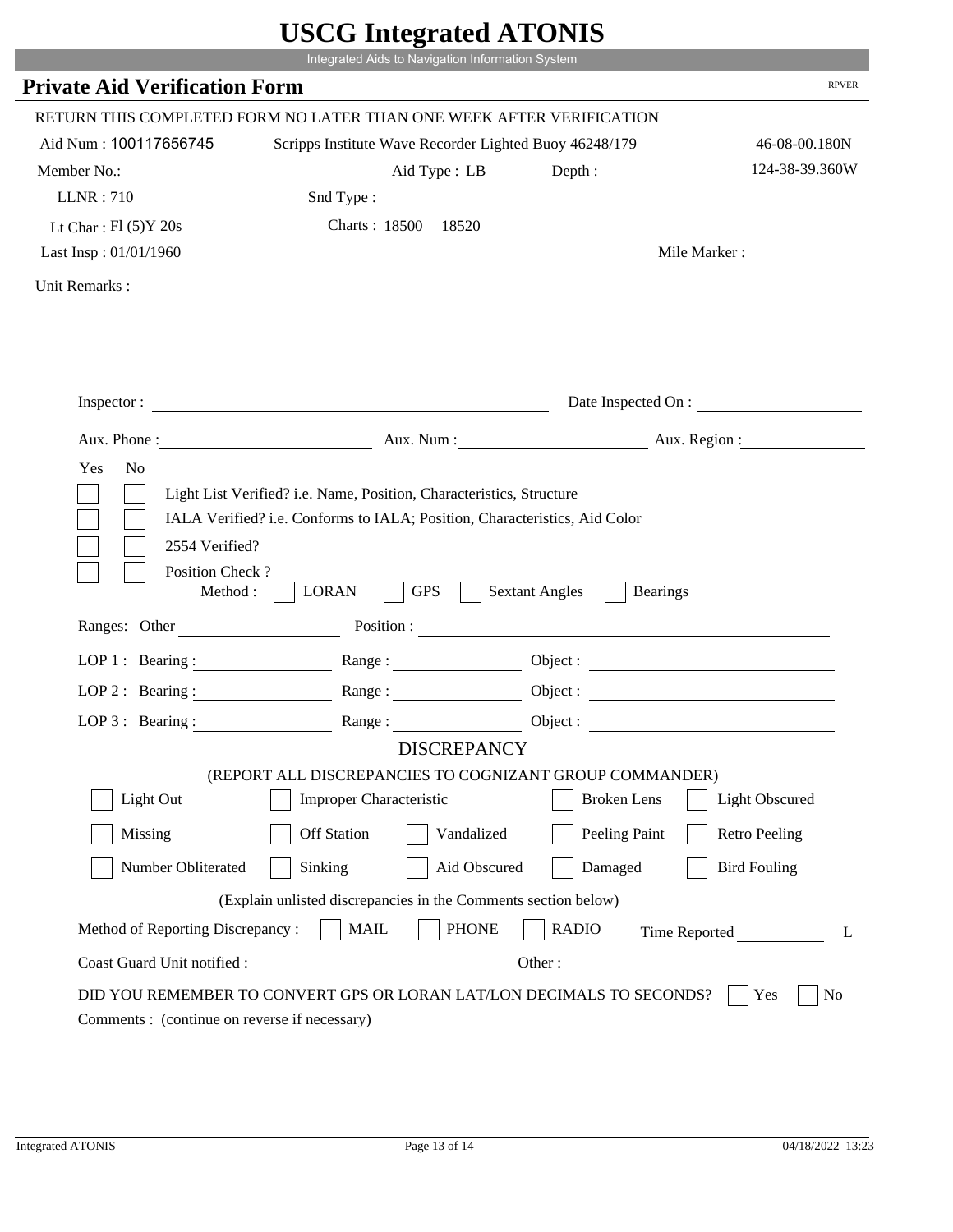# USCG Integrated ATONIS

Integrated Aids to Navigation Information System

## Private Aid Verification Form

RPVER

RETURN THIS COMPLETED FORM NO LATER THAN ONE WEEK AFTER VERIFICATION

Aid Num : 100117656745     Scripps Institute Wave Recorder Lighted Buoy 46248/179     46-08-00.180N

Member No.:     Aid Type : LB     Depth :     124-38-39.360W

LLNR : 710     Snd Type :

Lt Char : Fl (5)Y 20s     Charts : 18500 18520

Last Insp : 01/01/1960     Mile Marker :

Unit Remarks :

Inspector : ______________________     Date Inspected On : ______________

Aux. Phone : ______________     Aux. Num : ______________     Aux. Region : ______________

Yes No

- [ ] [ ] Light List Verified? i.e. Name, Position, Characteristics, Structure
- [ ] [ ] IALA Verified? i.e. Conforms to IALA; Position, Characteristics, Aid Color
- [ ] [ ] 2554 Verified?
- [ ] [ ] Position Check ?

Method : [ ] LORAN [ ] GPS [ ] Sextant Angles [ ] Bearings

Ranges: Other ______________     Position : ______________________

LOP 1 : Bearing : ______________ Range : ______________ Object : ______________

LOP 2 : Bearing : ______________ Range : ______________ Object : ______________

LOP 3 : Bearing : ______________ Range : ______________ Object : ______________

### DISCREPANCY

(REPORT ALL DISCREPANCIES TO COGNIZANT GROUP COMMANDER)

| | | | | |
|---|---|---|---|---|
| [ ] Light Out | [ ] Improper Characteristic | | [ ] Broken Lens | [ ] Light Obscured |
| [ ] Missing | [ ] Off Station | [ ] Vandalized | [ ] Peeling Paint | [ ] Retro Peeling |
| [ ] Number Obliterated | [ ] Sinking | [ ] Aid Obscured | [ ] Damaged | [ ] Bird Fouling |

(Explain unlisted discrepancies in the Comments section below)

Method of Reporting Discrepancy : [ ] MAIL [ ] PHONE [ ] RADIO     Time Reported ______________ L

Coast Guard Unit notified : ______________________     Other : ______________________

DID YOU REMEMBER TO CONVERT GPS OR LORAN LAT/LON DECIMALS TO SECONDS? [ ] Yes [ ] No

Comments : (continue on reverse if necessary)